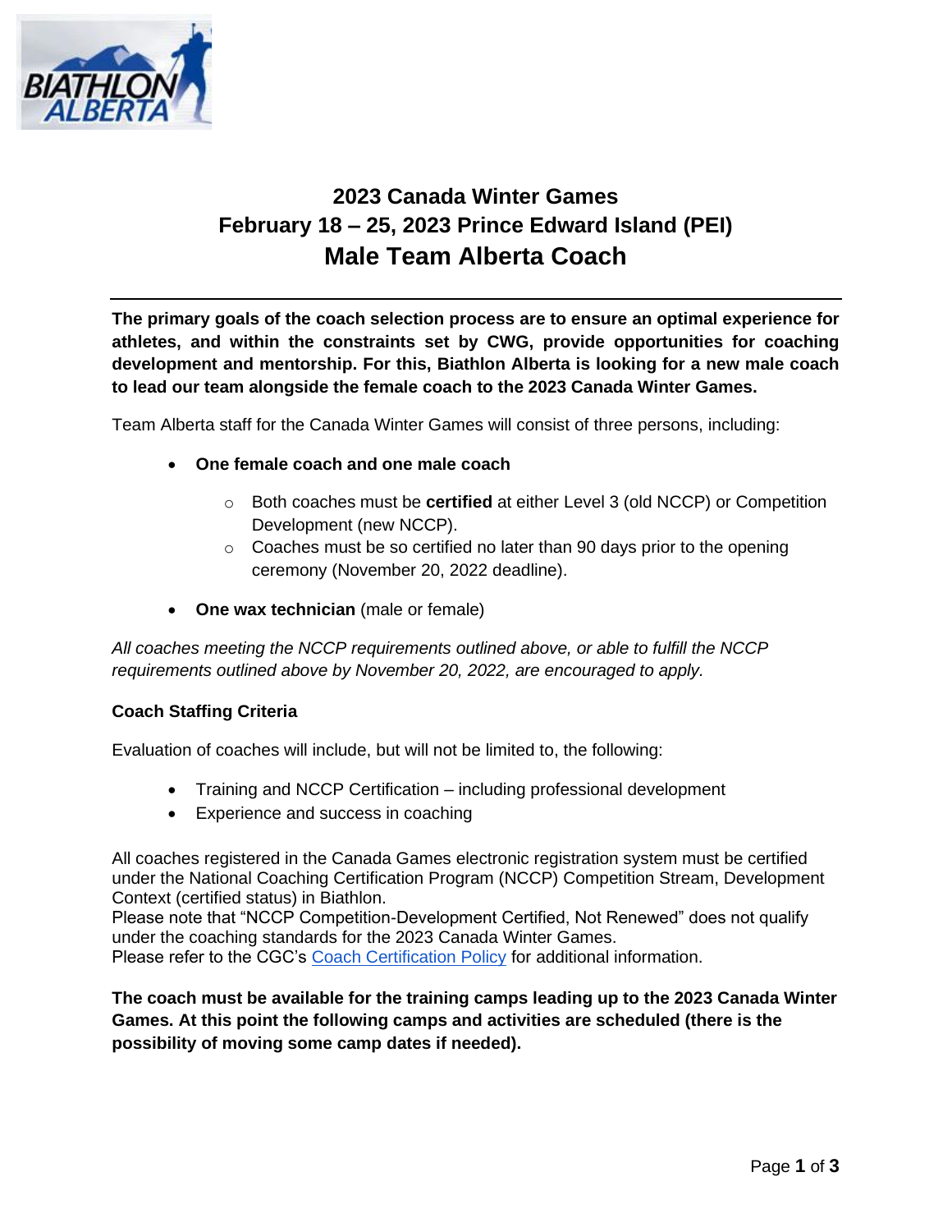# 2023 Canada Winter Games
# February 18 – 25, 2023 Prince Edward Island (PEI)
# Male Team Alberta Coach

---

**The primary goals of the coach selection process are to ensure an optimal experience for athletes, and within the constraints set by CWG, provide opportunities for coaching development and mentorship. For this, Biathlon Alberta is looking for a new male coach to lead our team alongside the female coach to the 2023 Canada Winter Games.**

Team Alberta staff for the Canada Winter Games will consist of three persons, including:

- **One female coach and one male coach**
  - Both coaches must be **certified** at either Level 3 (old NCCP) or Competition Development (new NCCP).
  - Coaches must be so certified no later than 90 days prior to the opening ceremony (November 20, 2022 deadline).
- **One wax technician** (male or female)

*All coaches meeting the NCCP requirements outlined above, or able to fulfill the NCCP requirements outlined above by November 20, 2022, are encouraged to apply.*

**Coach Staffing Criteria**

Evaluation of coaches will include, but will not be limited to, the following:

- Training and NCCP Certification – including professional development
- Experience and success in coaching

All coaches registered in the Canada Games electronic registration system must be certified under the National Coaching Certification Program (NCCP) Competition Stream, Development Context (certified status) in Biathlon.
Please note that "NCCP Competition-Development Certified, Not Renewed" does not qualify under the coaching standards for the 2023 Canada Winter Games.
Please refer to the CGC's Coach Certification Policy for additional information.

**The coach must be available for the training camps leading up to the 2023 Canada Winter Games. At this point the following camps and activities are scheduled (there is the possibility of moving some camp dates if needed).**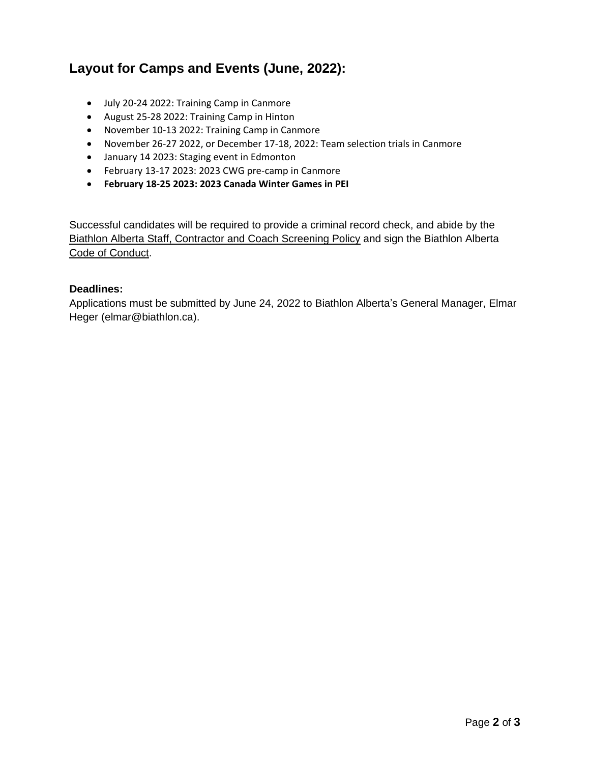## Layout for Camps and Events (June, 2022):

- July 20-24 2022: Training Camp in Canmore
- August 25-28 2022: Training Camp in Hinton
- November 10-13 2022: Training Camp in Canmore
- November 26-27 2022, or December 17-18, 2022: Team selection trials in Canmore
- January 14 2023: Staging event in Edmonton
- February 13-17 2023: 2023 CWG pre-camp in Canmore
- **February 18-25 2023: 2023 Canada Winter Games in PEI**

Successful candidates will be required to provide a criminal record check, and abide by the Biathlon Alberta Staff, Contractor and Coach Screening Policy and sign the Biathlon Alberta Code of Conduct.

**Deadlines:**

Applications must be submitted by June 24, 2022 to Biathlon Alberta's General Manager, Elmar Heger (elmar@biathlon.ca).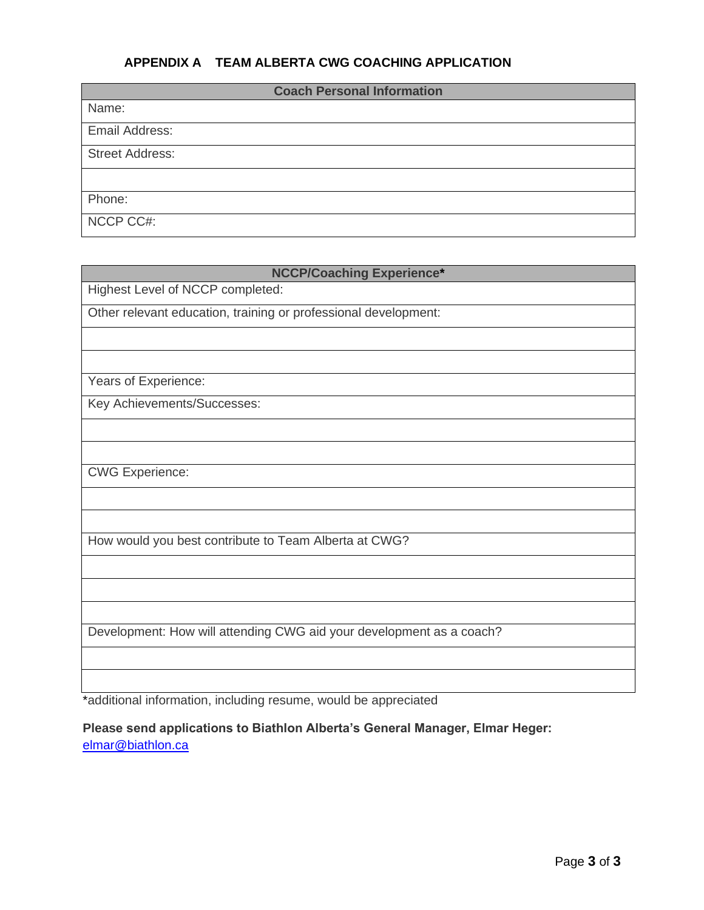## APPENDIX A TEAM ALBERTA CWG COACHING APPLICATION

| Coach Personal Information |
| --- |
| Name: |
| Email Address: |
| Street Address: |
| |
| Phone: |
| NCCP CC#: |

| NCCP/Coaching Experience* |
| --- |
| Highest Level of NCCP completed: |
| Other relevant education, training or professional development: |
| |
| |
| Years of Experience: |
| Key Achievements/Successes: |
| |
| |
| CWG Experience: |
| |
| |
| How would you best contribute to Team Alberta at CWG? |
| |
| |
| |
| Development: How will attending CWG aid your development as a coach? |
| |
| |

*additional information, including resume, would be appreciated

**Please send applications to Biathlon Alberta's General Manager, Elmar Heger:**
elmar@biathlon.ca